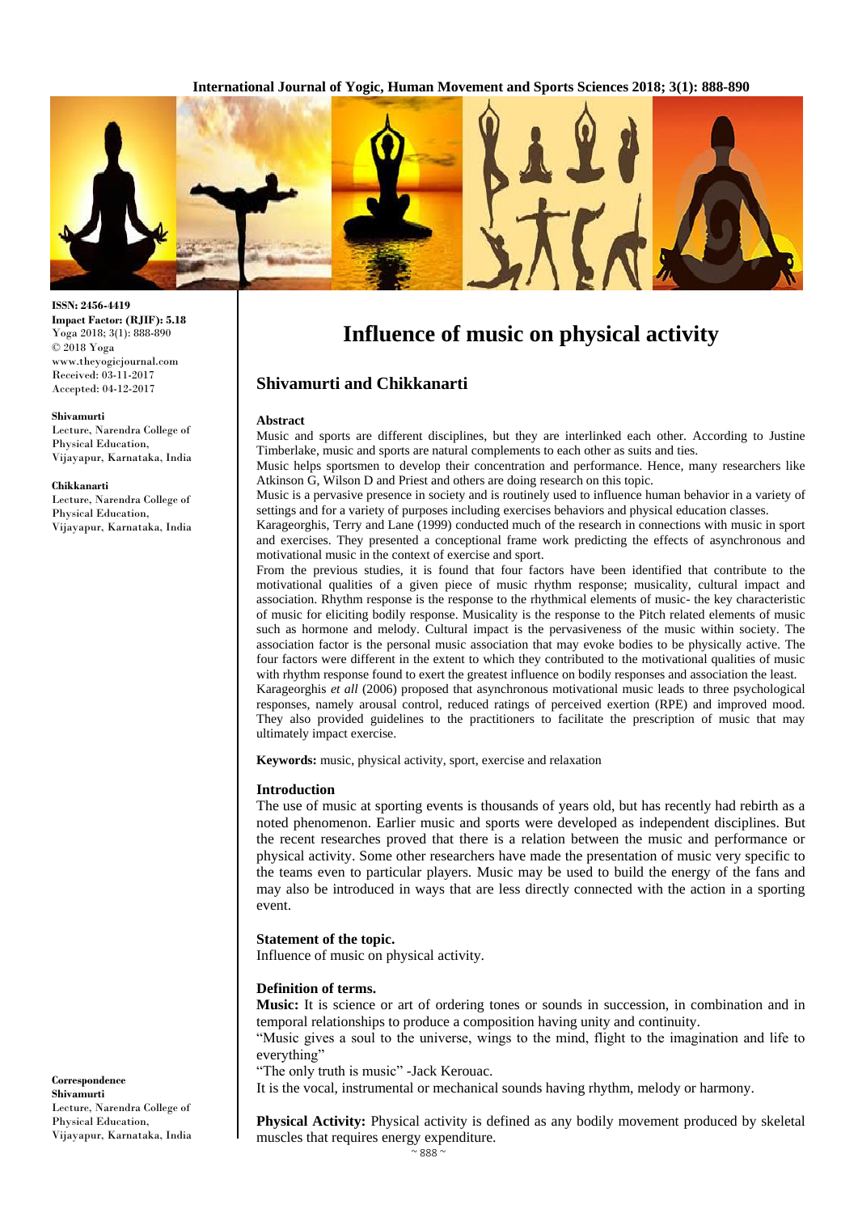ISSN: 2456-4419
**Impact Factor: (RJIF): 5.18**
Yoga 2018; 3(1): 888-890
© 2018 Yoga
www.theyogicjournal.com
Received: 03-11-2017
Accepted: 04-12-2017

**Shivamurti**
Lecture, Narendra College of Physical Education, Vijayapur, Karnataka, India

**Chikkanarti**
Lecture, Narendra College of Physical Education, Vijayapur, Karnataka, India

**Correspondence**
**Shivamurti**
Lecture, Narendra College of Physical Education, Vijayapur, Karnataka, India

# Influence of music on physical activity

## Shivamurti and Chikkanarti

### Abstract

Music and sports are different disciplines, but they are interlinked each other. According to Justine Timberlake, music and sports are natural complements to each other as suits and ties.

Music helps sportsmen to develop their concentration and performance. Hence, many researchers like Atkinson G, Wilson D and Priest and others are doing research on this topic.

Music is a pervasive presence in society and is routinely used to influence human behavior in a variety of settings and for a variety of purposes including exercises behaviors and physical education classes.

Karageorghis, Terry and Lane (1999) conducted much of the research in connections with music in sport and exercises. They presented a conceptional frame work predicting the effects of asynchronous and motivational music in the context of exercise and sport.

From the previous studies, it is found that four factors have been identified that contribute to the motivational qualities of a given piece of music rhythm response; musicality, cultural impact and association. Rhythm response is the response to the rhythmical elements of music- the key characteristic of music for eliciting bodily response. Musicality is the response to the Pitch related elements of music such as hormone and melody. Cultural impact is the pervasiveness of the music within society. The association factor is the personal music association that may evoke bodies to be physically active. The four factors were different in the extent to which they contributed to the motivational qualities of music with rhythm response found to exert the greatest influence on bodily responses and association the least.

Karageorghis *et all* (2006) proposed that asynchronous motivational music leads to three psychological responses, namely arousal control, reduced ratings of perceived exertion (RPE) and improved mood. They also provided guidelines to the practitioners to facilitate the prescription of music that may ultimately impact exercise.

**Keywords:** music, physical activity, sport, exercise and relaxation

### Introduction

The use of music at sporting events is thousands of years old, but has recently had rebirth as a noted phenomenon. Earlier music and sports were developed as independent disciplines. But the recent researches proved that there is a relation between the music and performance or physical activity. Some other researchers have made the presentation of music very specific to the teams even to particular players. Music may be used to build the energy of the fans and may also be introduced in ways that are less directly connected with the action in a sporting event.

### Statement of the topic.

Influence of music on physical activity.

### Definition of terms.

**Music:** It is science or art of ordering tones or sounds in succession, in combination and in temporal relationships to produce a composition having unity and continuity.

"Music gives a soul to the universe, wings to the mind, flight to the imagination and life to everything"

"The only truth is music" -Jack Kerouac.

It is the vocal, instrumental or mechanical sounds having rhythm, melody or harmony.

**Physical Activity:** Physical activity is defined as any bodily movement produced by skeletal muscles that requires energy expenditure.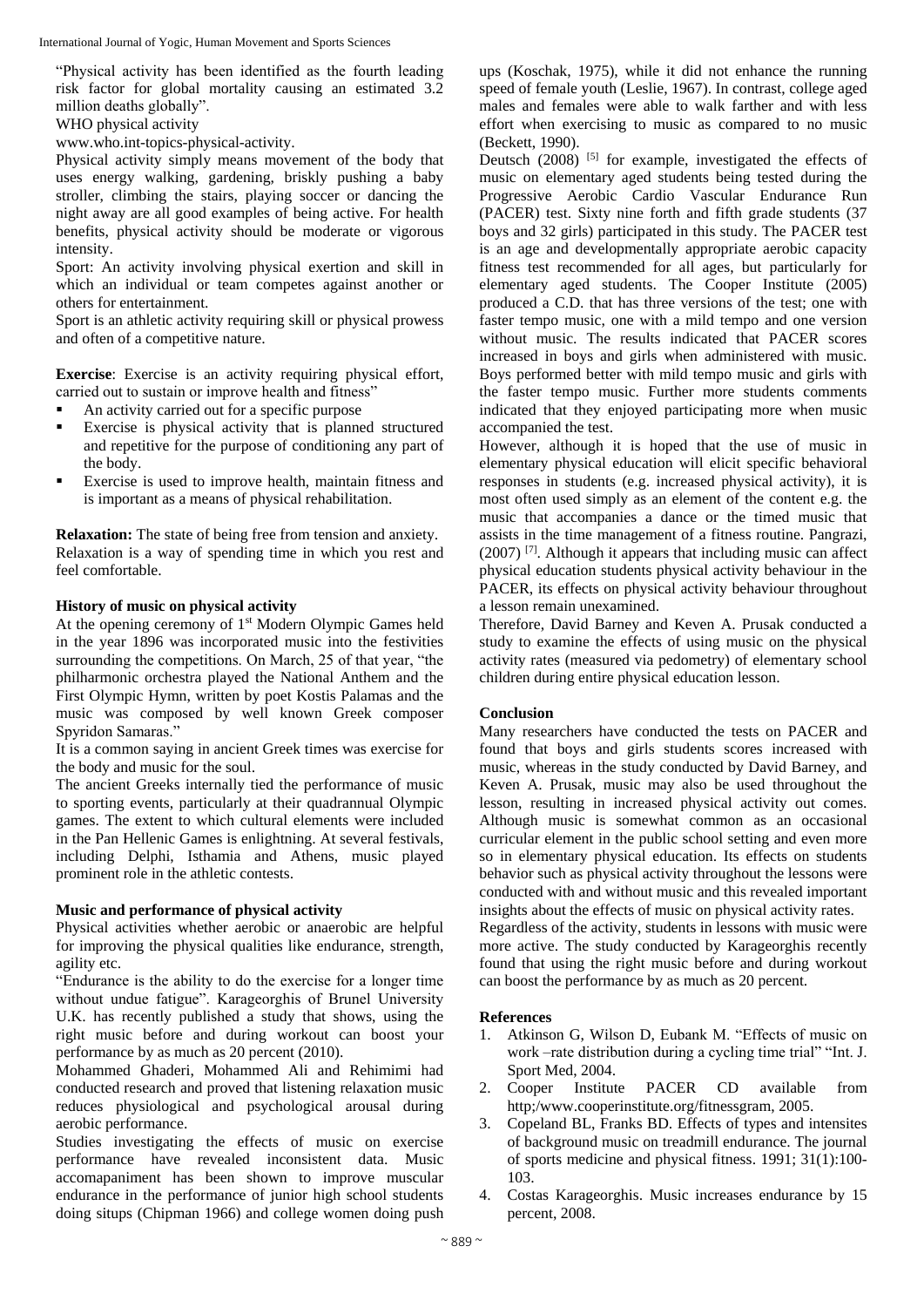"Physical activity has been identified as the fourth leading risk factor for global mortality causing an estimated 3.2 million deaths globally".

WHO physical activity

www.who.int-topics-physical-activity.

Physical activity simply means movement of the body that uses energy walking, gardening, briskly pushing a baby stroller, climbing the stairs, playing soccer or dancing the night away are all good examples of being active. For health benefits, physical activity should be moderate or vigorous intensity.

Sport: An activity involving physical exertion and skill in which an individual or team competes against another or others for entertainment.

Sport is an athletic activity requiring skill or physical prowess and often of a competitive nature.

**Exercise**: Exercise is an activity requiring physical effort, carried out to sustain or improve health and fitness"

- An activity carried out for a specific purpose
- Exercise is physical activity that is planned structured and repetitive for the purpose of conditioning any part of the body.
- Exercise is used to improve health, maintain fitness and is important as a means of physical rehabilitation.

**Relaxation:** The state of being free from tension and anxiety. Relaxation is a way of spending time in which you rest and feel comfortable.

### History of music on physical activity

At the opening ceremony of 1st Modern Olympic Games held in the year 1896 was incorporated music into the festivities surrounding the competitions. On March, 25 of that year, "the philharmonic orchestra played the National Anthem and the First Olympic Hymn, written by poet Kostis Palamas and the music was composed by well known Greek composer Spyridon Samaras."

It is a common saying in ancient Greek times was exercise for the body and music for the soul.

The ancient Greeks internally tied the performance of music to sporting events, particularly at their quadrannual Olympic games. The extent to which cultural elements were included in the Pan Hellenic Games is enlightning. At several festivals, including Delphi, Isthamia and Athens, music played prominent role in the athletic contests.

### Music and performance of physical activity

Physical activities whether aerobic or anaerobic are helpful for improving the physical qualities like endurance, strength, agility etc.

"Endurance is the ability to do the exercise for a longer time without undue fatigue". Karageorghis of Brunel University U.K. has recently published a study that shows, using the right music before and during workout can boost your performance by as much as 20 percent (2010).

Mohammed Ghaderi, Mohammed Ali and Rehimimi had conducted research and proved that listening relaxation music reduces physiological and psychological arousal during aerobic performance.

Studies investigating the effects of music on exercise performance have revealed inconsistent data. Music accomapaniment has been shown to improve muscular endurance in the performance of junior high school students doing situps (Chipman 1966) and college women doing push ups (Koschak, 1975), while it did not enhance the running speed of female youth (Leslie, 1967). In contrast, college aged males and females were able to walk farther and with less effort when exercising to music as compared to no music (Beckett, 1990).

Deutsch (2008) [5] for example, investigated the effects of music on elementary aged students being tested during the Progressive Aerobic Cardio Vascular Endurance Run (PACER) test. Sixty nine forth and fifth grade students (37 boys and 32 girls) participated in this study. The PACER test is an age and developmentally appropriate aerobic capacity fitness test recommended for all ages, but particularly for elementary aged students. The Cooper Institute (2005) produced a C.D. that has three versions of the test; one with faster tempo music, one with a mild tempo and one version without music. The results indicated that PACER scores increased in boys and girls when administered with music. Boys performed better with mild tempo music and girls with the faster tempo music. Further more students comments indicated that they enjoyed participating more when music accompanied the test.

However, although it is hoped that the use of music in elementary physical education will elicit specific behavioral responses in students (e.g. increased physical activity), it is most often used simply as an element of the content e.g. the music that accompanies a dance or the timed music that assists in the time management of a fitness routine. Pangrazi, (2007) [7]. Although it appears that including music can affect physical education students physical activity behaviour in the PACER, its effects on physical activity behaviour throughout a lesson remain unexamined.

Therefore, David Barney and Keven A. Prusak conducted a study to examine the effects of using music on the physical activity rates (measured via pedometry) of elementary school children during entire physical education lesson.

### Conclusion

Many researchers have conducted the tests on PACER and found that boys and girls students scores increased with music, whereas in the study conducted by David Barney, and Keven A. Prusak, music may also be used throughout the lesson, resulting in increased physical activity out comes. Although music is somewhat common as an occasional curricular element in the public school setting and even more so in elementary physical education. Its effects on students behavior such as physical activity throughout the lessons were conducted with and without music and this revealed important insights about the effects of music on physical activity rates.

Regardless of the activity, students in lessons with music were more active. The study conducted by Karageorghis recently found that using the right music before and during workout can boost the performance by as much as 20 percent.

### References

1. Atkinson G, Wilson D, Eubank M. "Effects of music on work –rate distribution during a cycling time trial" "Int. J. Sport Med, 2004.
2. Cooper Institute PACER CD available from http;/www.cooperinstitute.org/fitnessgram, 2005.
3. Copeland BL, Franks BD. Effects of types and intensites of background music on treadmill endurance. The journal of sports medicine and physical fitness. 1991; 31(1):100-103.
4. Costas Karageorghis. Music increases endurance by 15 percent, 2008.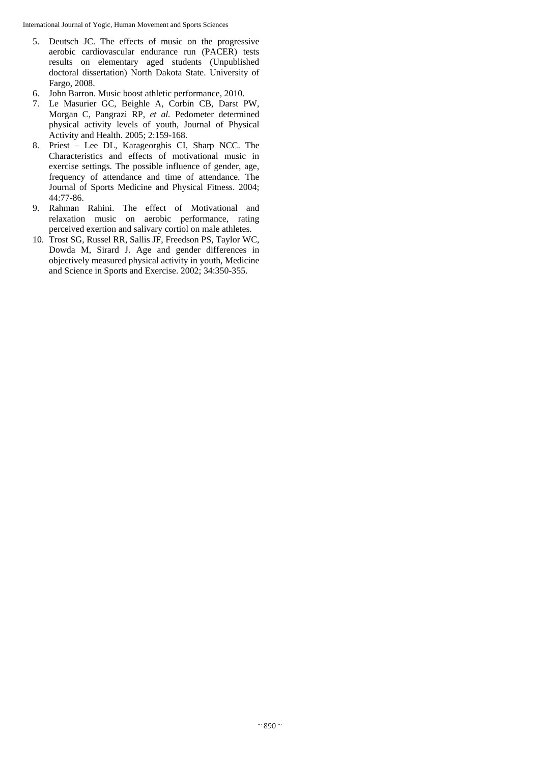5. Deutsch JC. The effects of music on the progressive aerobic cardiovascular endurance run (PACER) tests results on elementary aged students (Unpublished doctoral dissertation) North Dakota State. University of Fargo, 2008.
6. John Barron. Music boost athletic performance, 2010.
7. Le Masurier GC, Beighle A, Corbin CB, Darst PW, Morgan C, Pangrazi RP, *et al.* Pedometer determined physical activity levels of youth, Journal of Physical Activity and Health. 2005; 2:159-168.
8. Priest – Lee DL, Karageorghis CI, Sharp NCC. The Characteristics and effects of motivational music in exercise settings. The possible influence of gender, age, frequency of attendance and time of attendance. The Journal of Sports Medicine and Physical Fitness. 2004; 44:77-86.
9. Rahman Rahini. The effect of Motivational and relaxation music on aerobic performance, rating perceived exertion and salivary cortiol on male athletes.
10. Trost SG, Russel RR, Sallis JF, Freedson PS, Taylor WC, Dowda M, Sirard J. Age and gender differences in objectively measured physical activity in youth, Medicine and Science in Sports and Exercise. 2002; 34:350-355.